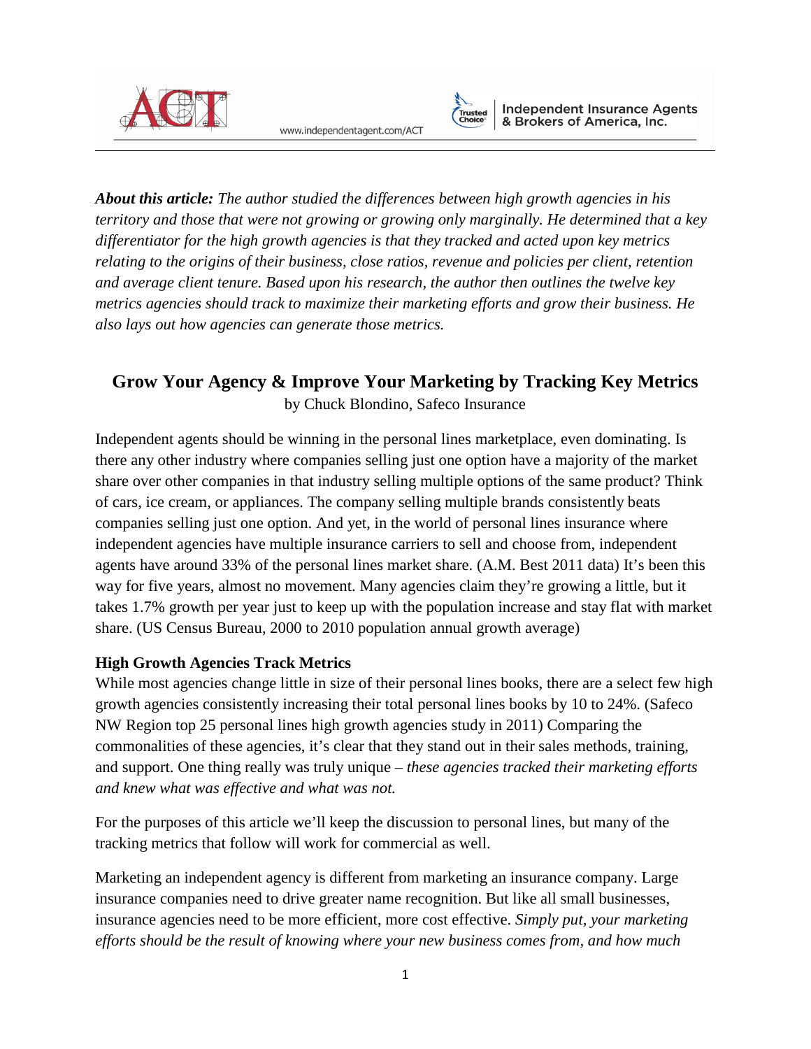***About this article:*** *The author studied the differences between high growth agencies in his territory and those that were not growing or growing only marginally. He determined that a key differentiator for the high growth agencies is that they tracked and acted upon key metrics relating to the origins of their business, close ratios, revenue and policies per client, retention and average client tenure. Based upon his research, the author then outlines the twelve key metrics agencies should track to maximize their marketing efforts and grow their business. He also lays out how agencies can generate those metrics.*

# Grow Your Agency & Improve Your Marketing by Tracking Key Metrics

by Chuck Blondino, Safeco Insurance

Independent agents should be winning in the personal lines marketplace, even dominating. Is there any other industry where companies selling just one option have a majority of the market share over other companies in that industry selling multiple options of the same product? Think of cars, ice cream, or appliances. The company selling multiple brands consistently beats companies selling just one option. And yet, in the world of personal lines insurance where independent agencies have multiple insurance carriers to sell and choose from, independent agents have around 33% of the personal lines market share. (A.M. Best 2011 data) It's been this way for five years, almost no movement. Many agencies claim they're growing a little, but it takes 1.7% growth per year just to keep up with the population increase and stay flat with market share. (US Census Bureau, 2000 to 2010 population annual growth average)

**High Growth Agencies Track Metrics**

While most agencies change little in size of their personal lines books, there are a select few high growth agencies consistently increasing their total personal lines books by 10 to 24%. (Safeco NW Region top 25 personal lines high growth agencies study in 2011) Comparing the commonalities of these agencies, it's clear that they stand out in their sales methods, training, and support. One thing really was truly unique – *these agencies tracked their marketing efforts and knew what was effective and what was not.*

For the purposes of this article we'll keep the discussion to personal lines, but many of the tracking metrics that follow will work for commercial as well.

Marketing an independent agency is different from marketing an insurance company. Large insurance companies need to drive greater name recognition. But like all small businesses, insurance agencies need to be more efficient, more cost effective. *Simply put, your marketing efforts should be the result of knowing where your new business comes from, and how much*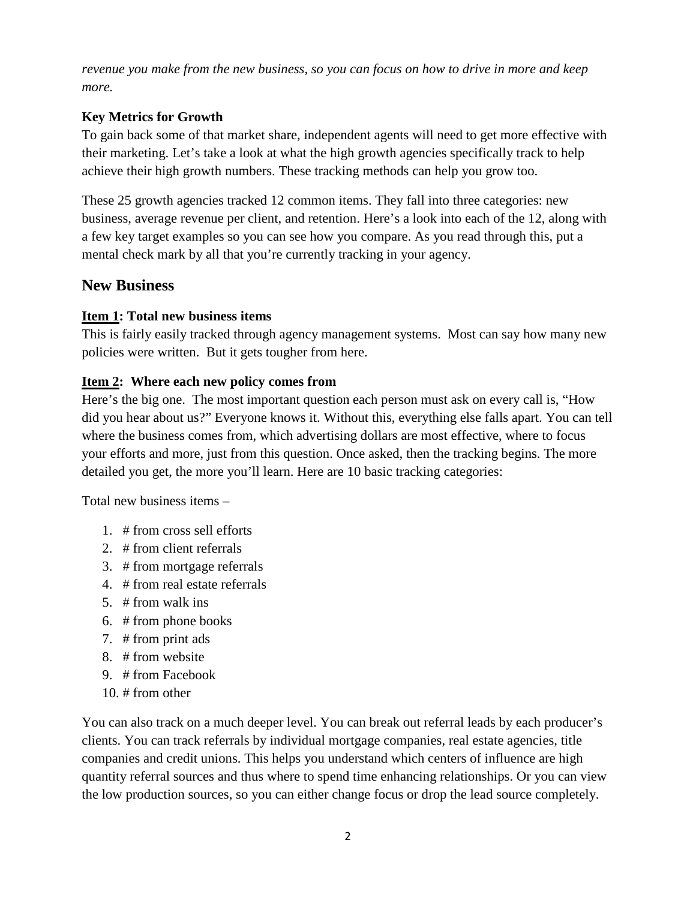*revenue you make from the new business, so you can focus on how to drive in more and keep more.*

**Key Metrics for Growth**

To gain back some of that market share, independent agents will need to get more effective with their marketing. Let's take a look at what the high growth agencies specifically track to help achieve their high growth numbers. These tracking methods can help you grow too.

These 25 growth agencies tracked 12 common items. They fall into three categories: new business, average revenue per client, and retention. Here's a look into each of the 12, along with a few key target examples so you can see how you compare. As you read through this, put a mental check mark by all that you're currently tracking in your agency.

## New Business

**Item 1: Total new business items**

This is fairly easily tracked through agency management systems. Most can say how many new policies were written. But it gets tougher from here.

**Item 2: Where each new policy comes from**

Here's the big one. The most important question each person must ask on every call is, "How did you hear about us?" Everyone knows it. Without this, everything else falls apart. You can tell where the business comes from, which advertising dollars are most effective, where to focus your efforts and more, just from this question. Once asked, then the tracking begins. The more detailed you get, the more you'll learn. Here are 10 basic tracking categories:

Total new business items –

1. # from cross sell efforts
2. # from client referrals
3. # from mortgage referrals
4. # from real estate referrals
5. # from walk ins
6. # from phone books
7. # from print ads
8. # from website
9. # from Facebook
10. # from other

You can also track on a much deeper level. You can break out referral leads by each producer's clients. You can track referrals by individual mortgage companies, real estate agencies, title companies and credit unions. This helps you understand which centers of influence are high quantity referral sources and thus where to spend time enhancing relationships. Or you can view the low production sources, so you can either change focus or drop the lead source completely.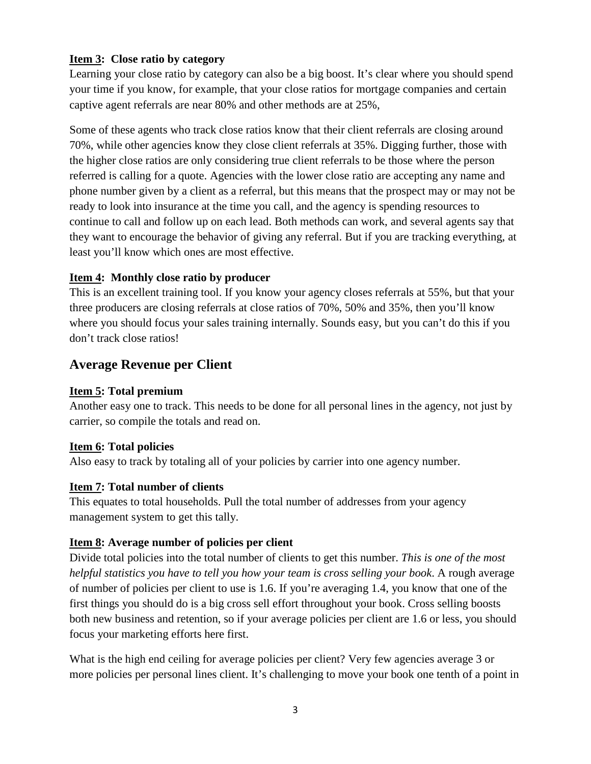**<u>Item 3</u>: Close ratio by category**

Learning your close ratio by category can also be a big boost. It's clear where you should spend your time if you know, for example, that your close ratios for mortgage companies and certain captive agent referrals are near 80% and other methods are at 25%,

Some of these agents who track close ratios know that their client referrals are closing around 70%, while other agencies know they close client referrals at 35%. Digging further, those with the higher close ratios are only considering true client referrals to be those where the person referred is calling for a quote. Agencies with the lower close ratio are accepting any name and phone number given by a client as a referral, but this means that the prospect may or may not be ready to look into insurance at the time you call, and the agency is spending resources to continue to call and follow up on each lead. Both methods can work, and several agents say that they want to encourage the behavior of giving any referral. But if you are tracking everything, at least you'll know which ones are most effective.

**<u>Item 4</u>: Monthly close ratio by producer**

This is an excellent training tool. If you know your agency closes referrals at 55%, but that your three producers are closing referrals at close ratios of 70%, 50% and 35%, then you'll know where you should focus your sales training internally. Sounds easy, but you can't do this if you don't track close ratios!

## Average Revenue per Client

**<u>Item 5</u>: Total premium**

Another easy one to track. This needs to be done for all personal lines in the agency, not just by carrier, so compile the totals and read on.

**<u>Item 6</u>: Total policies**

Also easy to track by totaling all of your policies by carrier into one agency number.

**<u>Item 7</u>: Total number of clients**

This equates to total households. Pull the total number of addresses from your agency management system to get this tally.

**<u>Item 8</u>: Average number of policies per client**

Divide total policies into the total number of clients to get this number. *This is one of the most helpful statistics you have to tell you how your team is cross selling your book*. A rough average of number of policies per client to use is 1.6. If you're averaging 1.4, you know that one of the first things you should do is a big cross sell effort throughout your book. Cross selling boosts both new business and retention, so if your average policies per client are 1.6 or less, you should focus your marketing efforts here first.

What is the high end ceiling for average policies per client? Very few agencies average 3 or more policies per personal lines client. It's challenging to move your book one tenth of a point in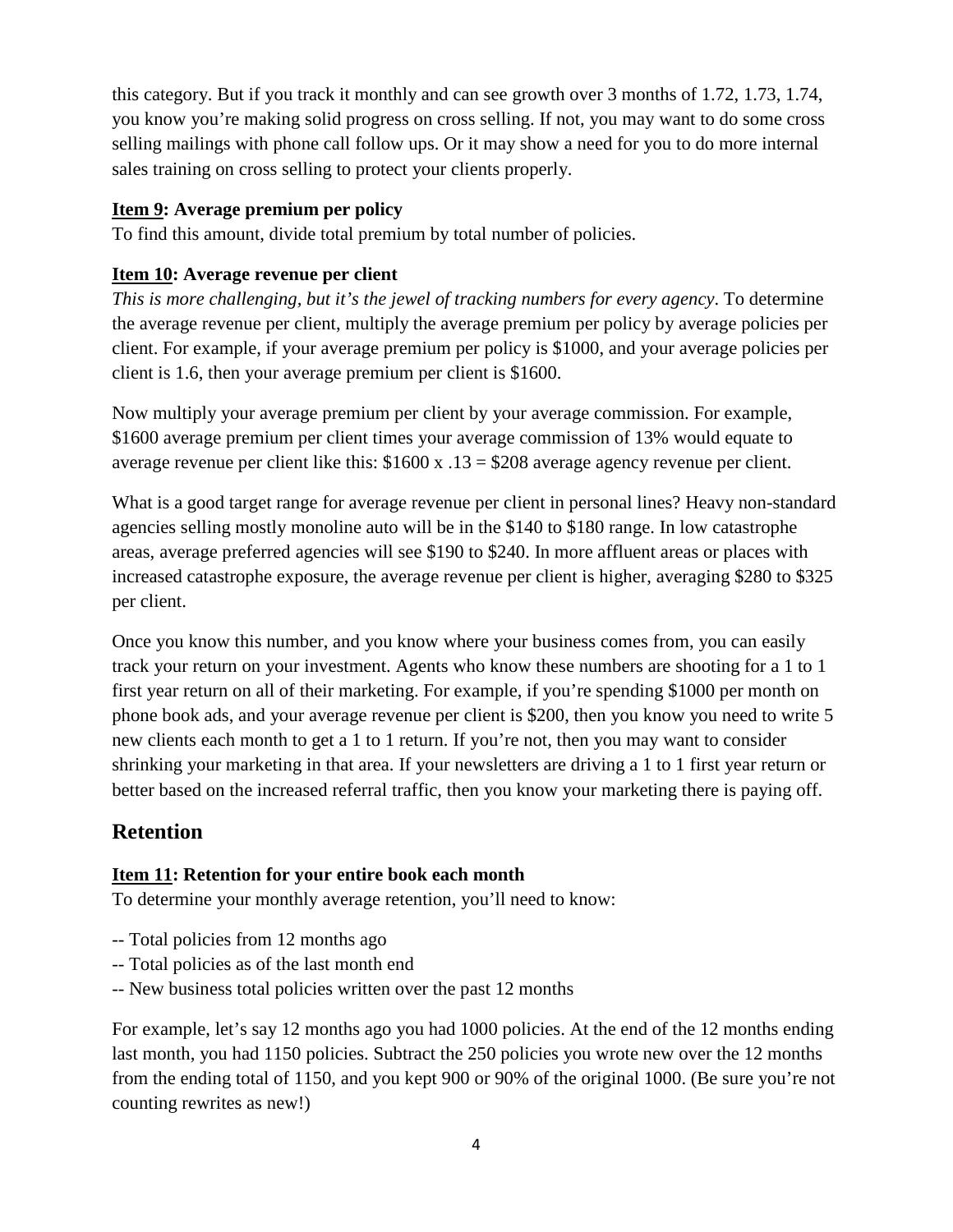this category. But if you track it monthly and can see growth over 3 months of 1.72, 1.73, 1.74, you know you're making solid progress on cross selling. If not, you may want to do some cross selling mailings with phone call follow ups. Or it may show a need for you to do more internal sales training on cross selling to protect your clients properly.

**<u>Item 9</u>: Average premium per policy**

To find this amount, divide total premium by total number of policies.

**<u>Item 10</u>: Average revenue per client**

*This is more challenging, but it's the jewel of tracking numbers for every agency*. To determine the average revenue per client, multiply the average premium per policy by average policies per client. For example, if your average premium per policy is $1000, and your average policies per client is 1.6, then your average premium per client is $1600.

Now multiply your average premium per client by your average commission. For example, $1600 average premium per client times your average commission of 13% would equate to average revenue per client like this: $1600 x .13 = $208 average agency revenue per client.

What is a good target range for average revenue per client in personal lines? Heavy non-standard agencies selling mostly monoline auto will be in the $140 to $180 range. In low catastrophe areas, average preferred agencies will see $190 to $240. In more affluent areas or places with increased catastrophe exposure, the average revenue per client is higher, averaging $280 to $325 per client.

Once you know this number, and you know where your business comes from, you can easily track your return on your investment. Agents who know these numbers are shooting for a 1 to 1 first year return on all of their marketing. For example, if you're spending $1000 per month on phone book ads, and your average revenue per client is $200, then you know you need to write 5 new clients each month to get a 1 to 1 return. If you're not, then you may want to consider shrinking your marketing in that area. If your newsletters are driving a 1 to 1 first year return or better based on the increased referral traffic, then you know your marketing there is paying off.

## Retention

**<u>Item 11</u>: Retention for your entire book each month**

To determine your monthly average retention, you'll need to know:

-- Total policies from 12 months ago
-- Total policies as of the last month end
-- New business total policies written over the past 12 months

For example, let's say 12 months ago you had 1000 policies. At the end of the 12 months ending last month, you had 1150 policies. Subtract the 250 policies you wrote new over the 12 months from the ending total of 1150, and you kept 900 or 90% of the original 1000. (Be sure you're not counting rewrites as new!)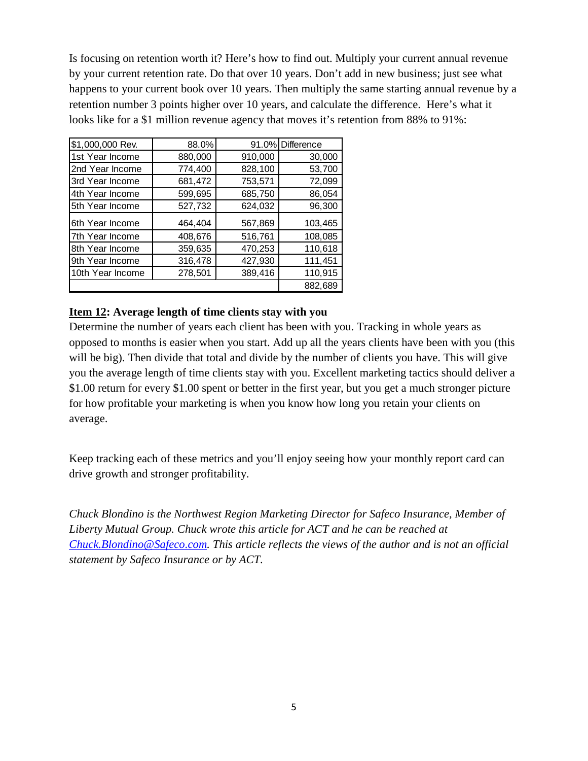Is focusing on retention worth it? Here's how to find out. Multiply your current annual revenue by your current retention rate. Do that over 10 years. Don't add in new business; just see what happens to your current book over 10 years. Then multiply the same starting annual revenue by a retention number 3 points higher over 10 years, and calculate the difference.  Here's what it looks like for a $1 million revenue agency that moves it's retention from 88% to 91%:

| $1,000,000 Rev. | 88.0% | 91.0% | Difference |
|---|---|---|---|
| 1st Year Income | 880,000 | 910,000 | 30,000 |
| 2nd Year Income | 774,400 | 828,100 | 53,700 |
| 3rd Year Income | 681,472 | 753,571 | 72,099 |
| 4th Year Income | 599,695 | 685,750 | 86,054 |
| 5th Year Income | 527,732 | 624,032 | 96,300 |
| 6th Year Income | 464,404 | 567,869 | 103,465 |
| 7th Year Income | 408,676 | 516,761 | 108,085 |
| 8th Year Income | 359,635 | 470,253 | 110,618 |
| 9th Year Income | 316,478 | 427,930 | 111,451 |
| 10th Year Income | 278,501 | 389,416 | 110,915 |
| | | | 882,689 |

**<u>Item 12</u>: Average length of time clients stay with you**

Determine the number of years each client has been with you. Tracking in whole years as opposed to months is easier when you start. Add up all the years clients have been with you (this will be big). Then divide that total and divide by the number of clients you have. This will give you the average length of time clients stay with you. Excellent marketing tactics should deliver a $1.00 return for every $1.00 spent or better in the first year, but you get a much stronger picture for how profitable your marketing is when you know how long you retain your clients on average.

Keep tracking each of these metrics and you'll enjoy seeing how your monthly report card can drive growth and stronger profitability.

*Chuck Blondino is the Northwest Region Marketing Director for Safeco Insurance, Member of Liberty Mutual Group. Chuck wrote this article for ACT and he can be reached at Chuck.Blondino@Safeco.com. This article reflects the views of the author and is not an official statement by Safeco Insurance or by ACT.*